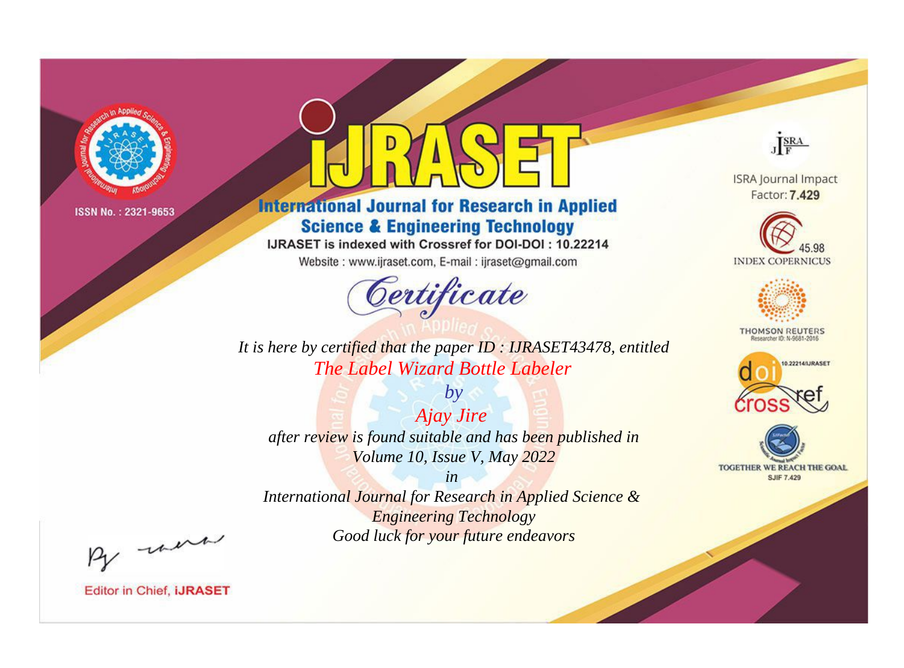ISSN No. : 2321-9653

# iJRASET

## International Journal for Research in Applied Science & Engineering Technology

IJRASET is indexed with Crossref for DOI-DOI : 10.22214

Website : www.ijraset.com, E-mail : ijraset@gmail.com

ISRA Journal Impact Factor: **7.429**

45.98 INDEX COPERNICUS

THOMSON REUTERS Researcher ID: N-9681-2016

10.22214/IJRASET crossref

TOGETHER WE REACH THE GOAL SJIF 7.429

## Certificate

*It is here by certified that the paper ID : IJRASET43478, entitled*

*The Label Wizard Bottle Labeler*

*by*

*Ajay Jire*

*after review is found suitable and has been published in*

*Volume 10, Issue V, May 2022*

*in*

*International Journal for Research in Applied Science & Engineering Technology*

*Good luck for your future endeavors*

Editor in Chief, **iJRASET**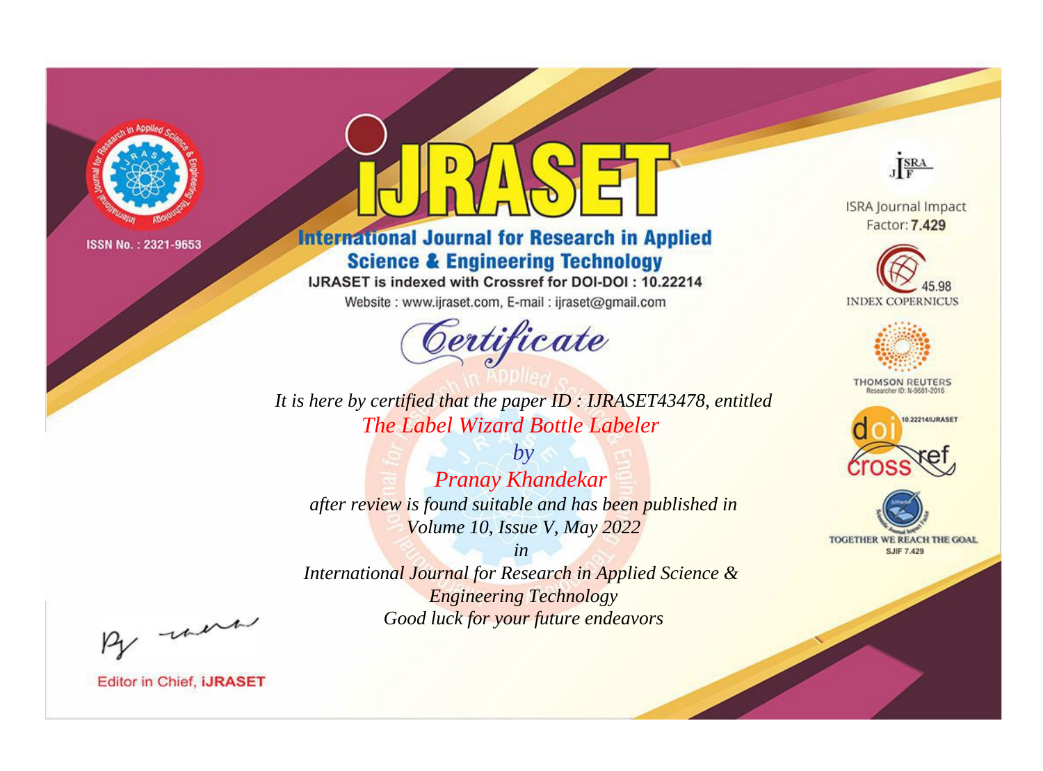ISSN No. : 2321-9653

# iJRASET

## International Journal for Research in Applied Science & Engineering Technology

IJRASET is indexed with Crossref for DOI-DOI : 10.22214

Website : www.ijraset.com, E-mail : ijraset@gmail.com

# Certificate

It is here by certified that the paper ID : IJRASET43478, entitled

**The Label Wizard Bottle Labeler**

by

**Pranay Khandekar**

after review is found suitable and has been published in

Volume 10, Issue V, May 2022

in

International Journal for Research in Applied Science & Engineering Technology

Good luck for your future endeavors

ISRA Journal Impact Factor: **7.429**

45.98 INDEX COPERNICUS

THOMSON REUTERS Researcher ID: N-9681-2016

10.22214/IJRASET

TOGETHER WE REACH THE GOAL SJIF 7.429

Editor in Chief, **iJRASET**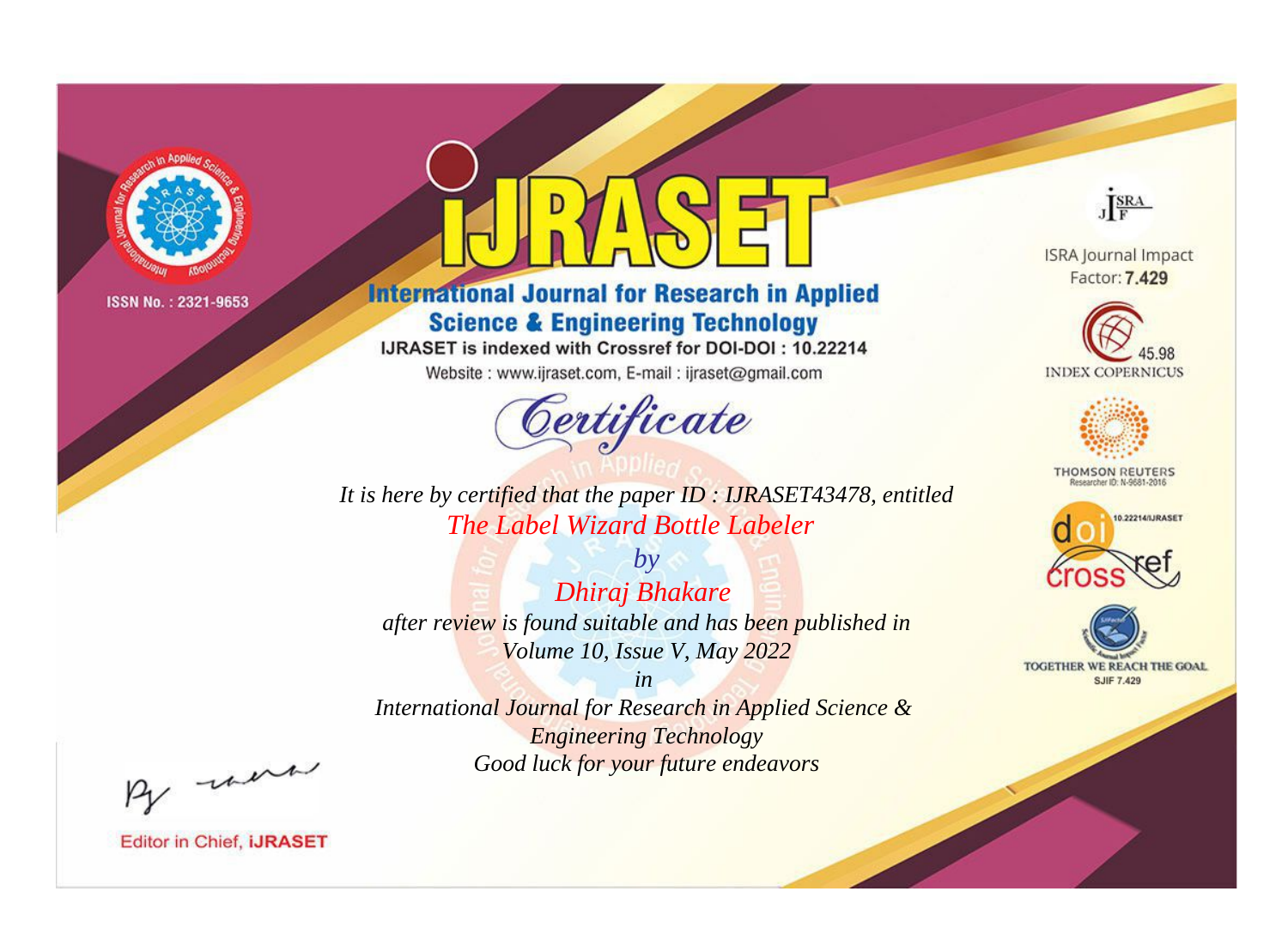ISSN No. : 2321-9653

# iJRASET

## International Journal for Research in Applied Science & Engineering Technology

IJRASET is indexed with Crossref for DOI-DOI : 10.22214

Website : www.ijraset.com, E-mail : ijraset@gmail.com

ISRA Journal Impact Factor: **7.429**

45.98 INDEX COPERNICUS

THOMSON REUTERS Researcher ID: N-9681-2016

10.22214/IJRASET

TOGETHER WE REACH THE GOAL SJIF 7.429

# *Certificate*

*It is here by certified that the paper ID : IJRASET43478, entitled*

*The Label Wizard Bottle Labeler*

*by*

*Dhiraj Bhakare*

*after review is found suitable and has been published in*

*Volume 10, Issue V, May 2022*

*in*

*International Journal for Research in Applied Science & Engineering Technology*

*Good luck for your future endeavors*

Editor in Chief, **iJRASET**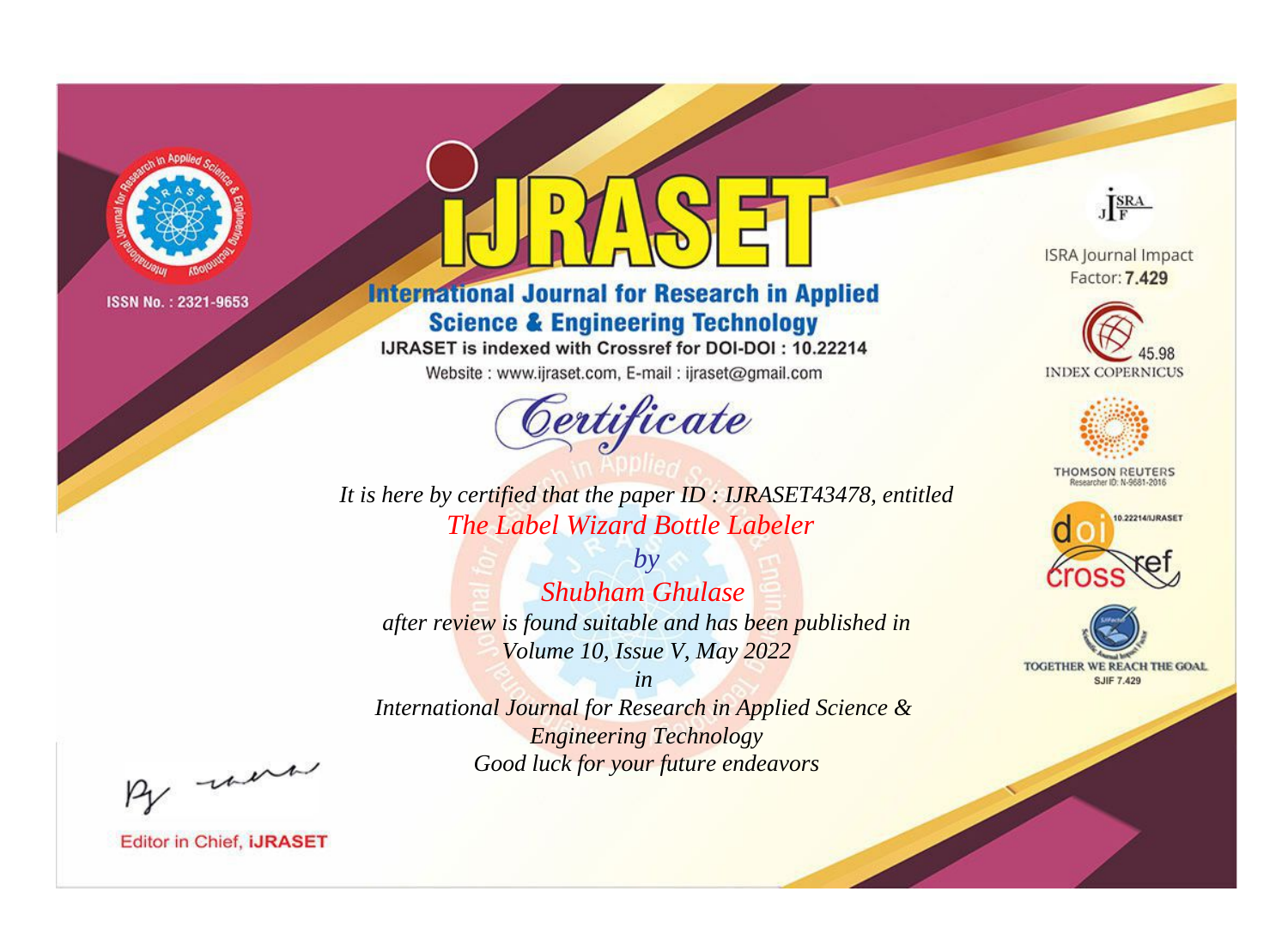ISSN No. : 2321-9653

# iJRASET

## International Journal for Research in Applied Science & Engineering Technology

IJRASET is indexed with Crossref for DOI-DOI : 10.22214

Website : www.ijraset.com, E-mail : ijraset@gmail.com

ISRA Journal Impact Factor: **7.429**

45.98 INDEX COPERNICUS

THOMSON REUTERS Researcher ID: N-9681-2016

10.22214/IJRASET

TOGETHER WE REACH THE GOAL SJIF 7.429

# *Certificate*

*It is here by certified that the paper ID : IJRASET43478, entitled*

*The Label Wizard Bottle Labeler*

*by*

*Shubham Ghulase*

*after review is found suitable and has been published in*

*Volume 10, Issue V, May 2022*

*in*

*International Journal for Research in Applied Science & Engineering Technology*

*Good luck for your future endeavors*

Editor in Chief, **iJRASET**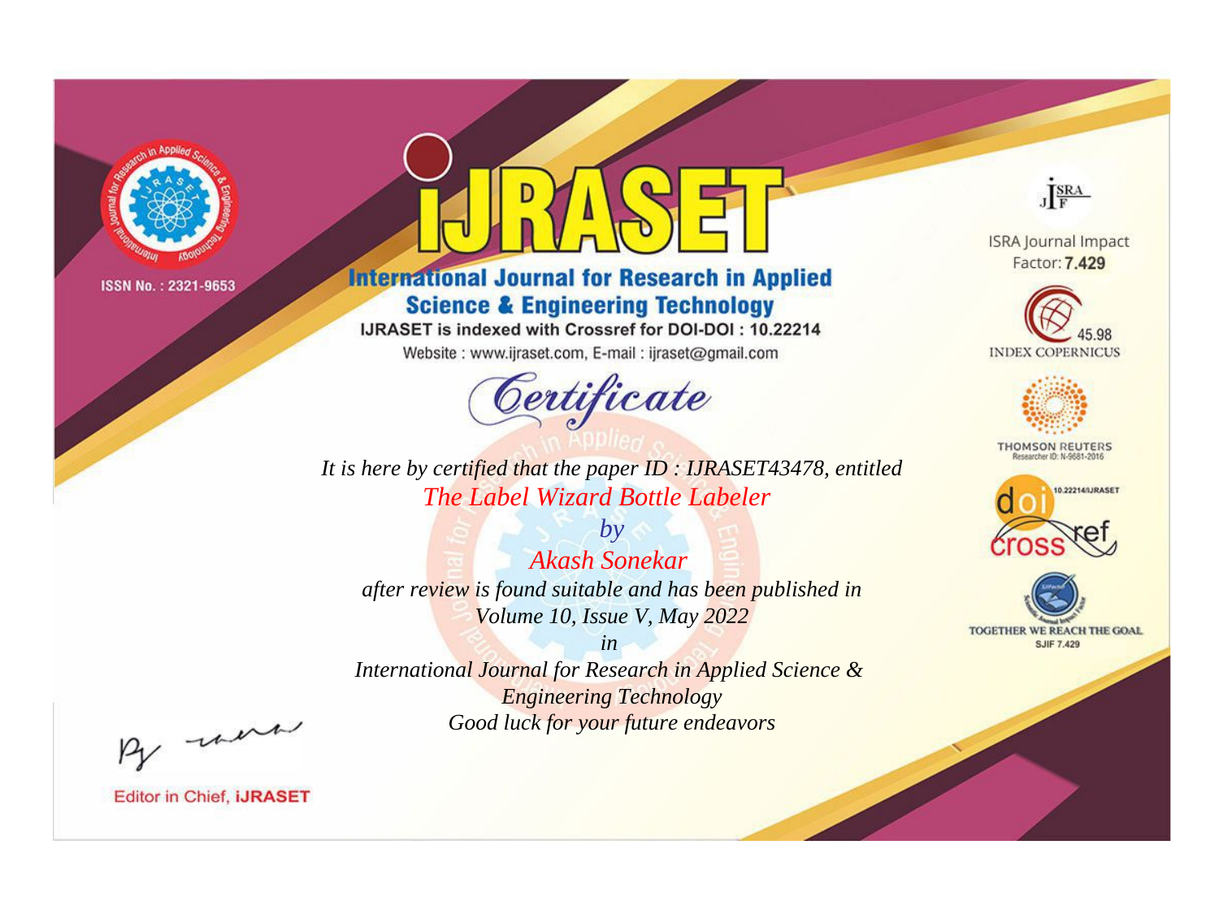ISSN No. : 2321-9653

# IJRASET

## International Journal for Research in Applied Science & Engineering Technology

IJRASET is indexed with Crossref for DOI-DOI : 10.22214

Website : www.ijraset.com, E-mail : ijraset@gmail.com

# Certificate

*It is here by certified that the paper ID : IJRASET43478, entitled*

*The Label Wizard Bottle Labeler*

*by*

*Akash Sonekar*

*after review is found suitable and has been published in*

*Volume 10, Issue V, May 2022*

*in*

*International Journal for Research in Applied Science & Engineering Technology*

*Good luck for your future endeavors*

ISRA Journal Impact Factor: **7.429**

45.98 INDEX COPERNICUS

THOMSON REUTERS Researcher ID: N-9681-2016

10.22214/IJRASET

TOGETHER WE REACH THE GOAL SJIF 7.429

Editor in Chief, **iJRASET**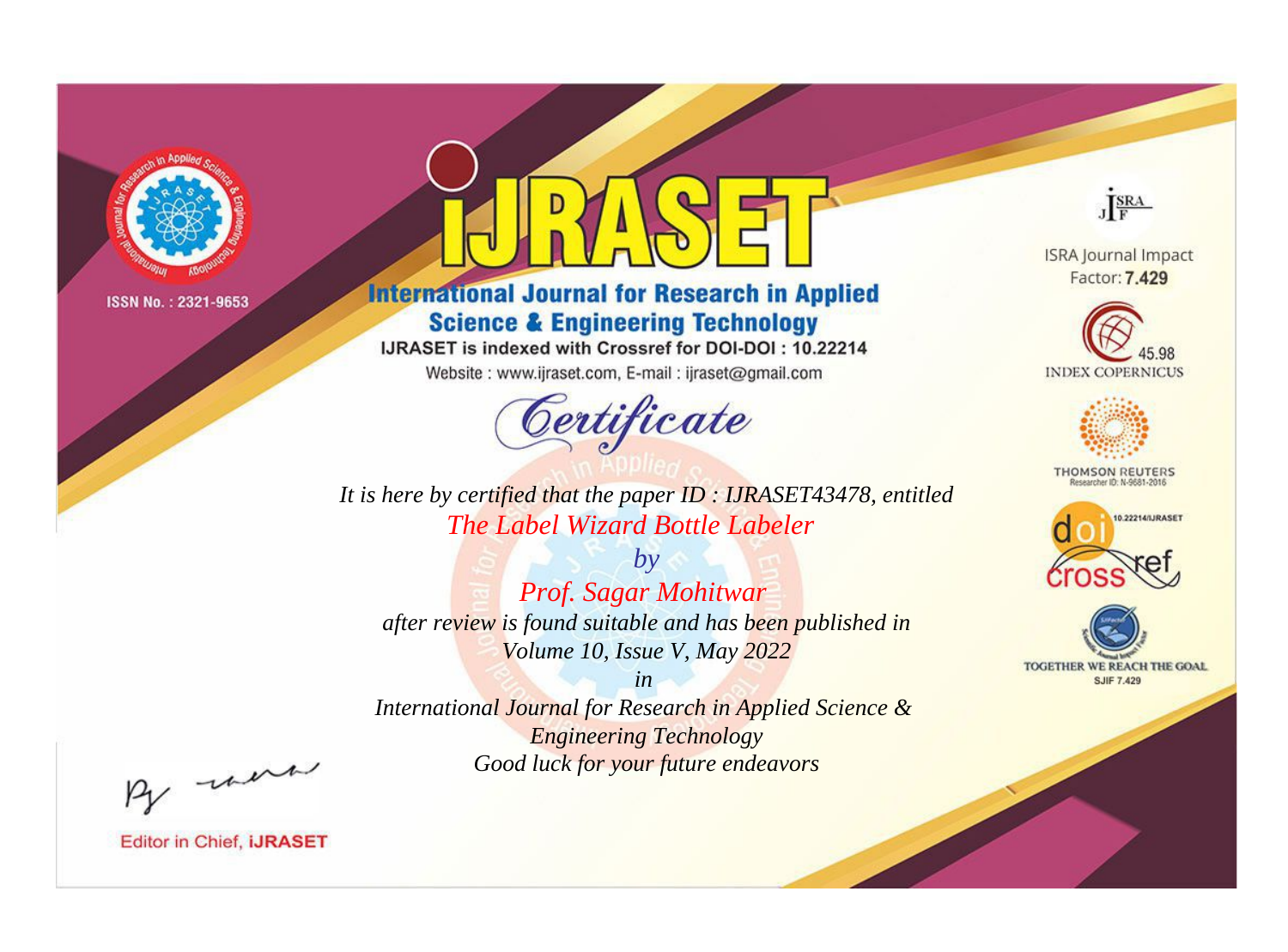ISSN No. : 2321-9653

# IJRASET

## International Journal for Research in Applied Science & Engineering Technology

IJRASET is indexed with Crossref for DOI-DOI : 10.22214

Website : www.ijraset.com, E-mail : ijraset@gmail.com

ISRA Journal Impact Factor: **7.429**

45.98 INDEX COPERNICUS

THOMSON REUTERS Researcher ID: N-9681-2016

10.22214/IJRASET

TOGETHER WE REACH THE GOAL SJIF 7.429

*Certificate*

*It is here by certified that the paper ID : IJRASET43478, entitled*

*The Label Wizard Bottle Labeler*

*by*

*Prof. Sagar Mohitwar*

*after review is found suitable and has been published in*

*Volume 10, Issue V, May 2022*

*in*

*International Journal for Research in Applied Science & Engineering Technology*

*Good luck for your future endeavors*

Editor in Chief, **iJRASET**